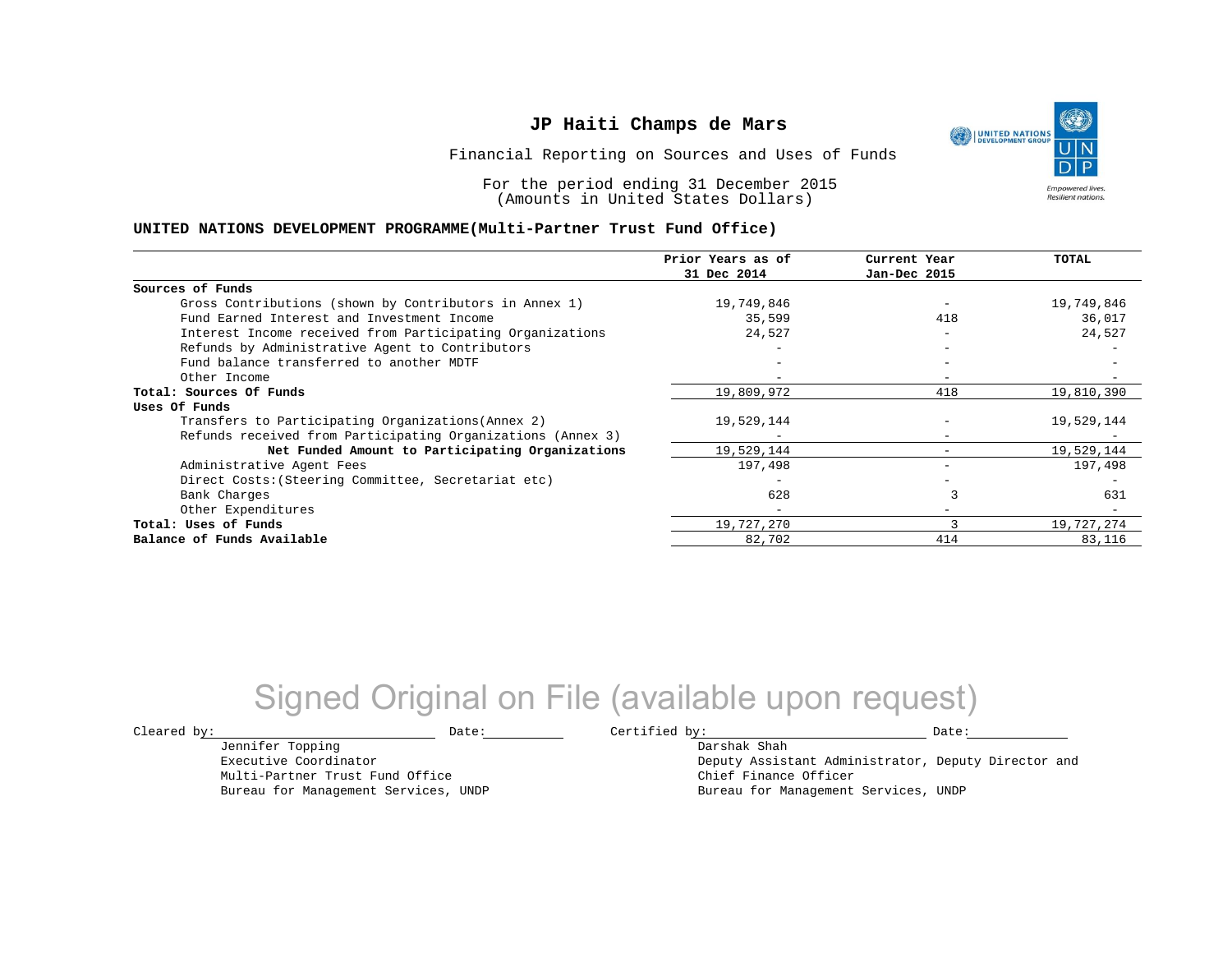# JP Haiti Champs de Mars

Financial Reporting on Sources and Uses of Funds

For the period ending 31 December 2015
(Amounts in United States Dollars)

**UNITED NATIONS DEVELOPMENT PROGRAMME(Multi-Partner Trust Fund Office)**

| | Prior Years as of 31 Dec 2014 | Current Year Jan-Dec 2015 | TOTAL |
|---|---|---|---|
| **Sources of Funds** | | | |
| Gross Contributions (shown by Contributors in Annex 1) | 19,749,846 | - | 19,749,846 |
| Fund Earned Interest and Investment Income | 35,599 | 418 | 36,017 |
| Interest Income received from Participating Organizations | 24,527 | - | 24,527 |
| Refunds by Administrative Agent to Contributors | - | - | - |
| Fund balance transferred to another MDTF | - | - | - |
| Other Income | - | - | - |
| **Total: Sources Of Funds** | 19,809,972 | 418 | 19,810,390 |
| **Uses Of Funds** | | | |
| Transfers to Participating Organizations(Annex 2) | 19,529,144 | - | 19,529,144 |
| Refunds received from Participating Organizations (Annex 3) | - | - | - |
| **Net Funded Amount to Participating Organizations** | 19,529,144 | - | 19,529,144 |
| Administrative Agent Fees | 197,498 | - | 197,498 |
| Direct Costs:(Steering Committee, Secretariat etc) | - | - | - |
| Bank Charges | 628 | 3 | 631 |
| Other Expenditures | - | - | - |
| **Total: Uses of Funds** | 19,727,270 | 3 | 19,727,274 |
| **Balance of Funds Available** | 82,702 | 414 | 83,116 |

Signed Original on File (available upon request)

Cleared by: \_\_\_\_\_\_\_\_\_\_\_\_\_\_\_\_\_\_ Date: \_\_\_\_\_\_\_\_

Jennifer Topping
Executive Coordinator
Multi-Partner Trust Fund Office
Bureau for Management Services, UNDP

Certified by: \_\_\_\_\_\_\_\_\_\_\_\_\_\_\_\_\_\_ Date: \_\_\_\_\_\_\_\_

Darshak Shah
Deputy Assistant Administrator, Deputy Director and Chief Finance Officer
Bureau for Management Services, UNDP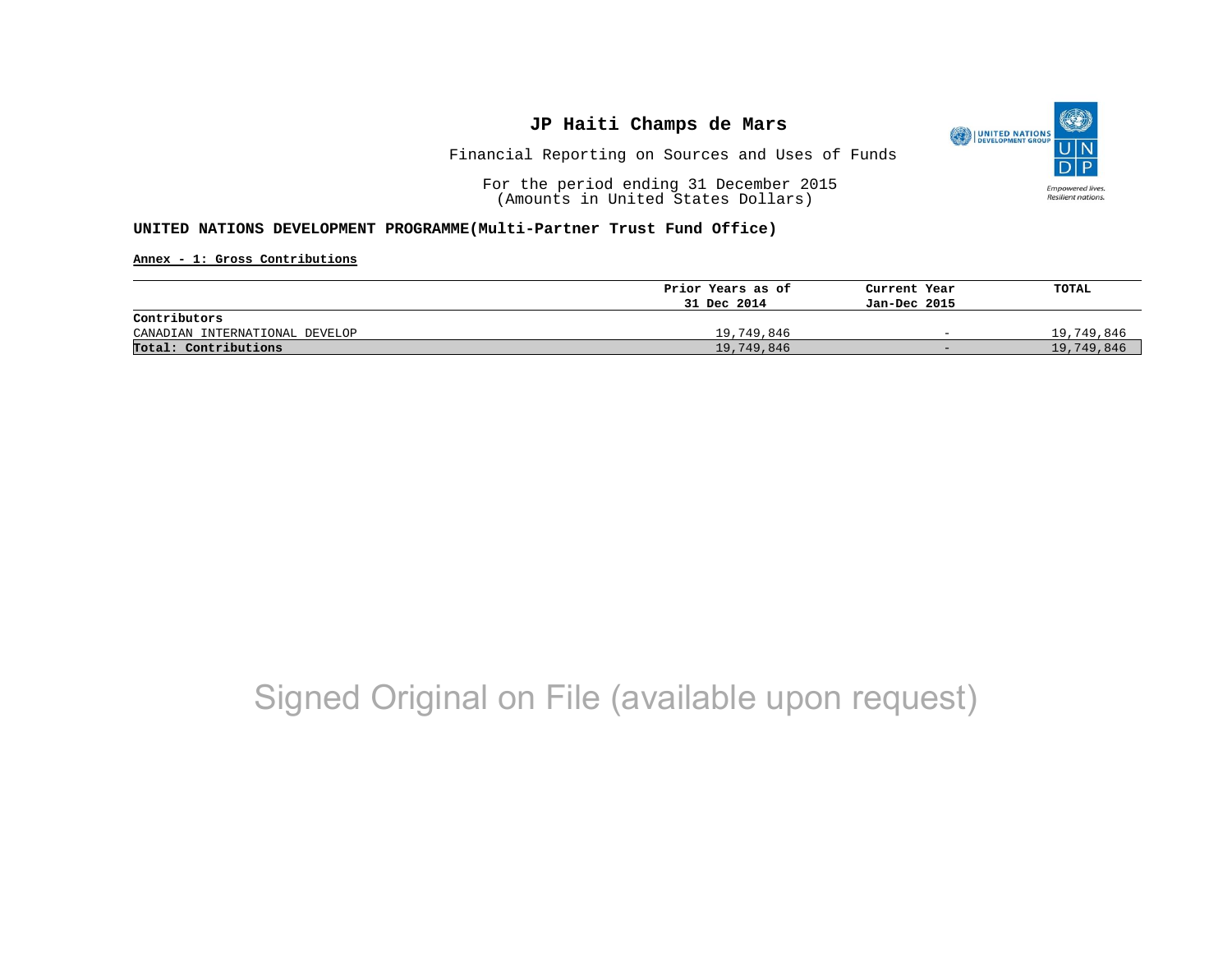# JP Haiti Champs de Mars

Financial Reporting on Sources and Uses of Funds

For the period ending 31 December 2015
(Amounts in United States Dollars)

**UNITED NATIONS DEVELOPMENT PROGRAMME(Multi-Partner Trust Fund Office)**

**Annex - 1: Gross Contributions**

| | Prior Years as of 31 Dec 2014 | Current Year Jan-Dec 2015 | TOTAL |
|---|---|---|---|
| **Contributors** | | | |
| CANADIAN INTERNATIONAL DEVELOP | 19,749,846 | - | 19,749,846 |
| **Total: Contributions** | 19,749,846 | - | 19,749,846 |

Signed Original on File (available upon request)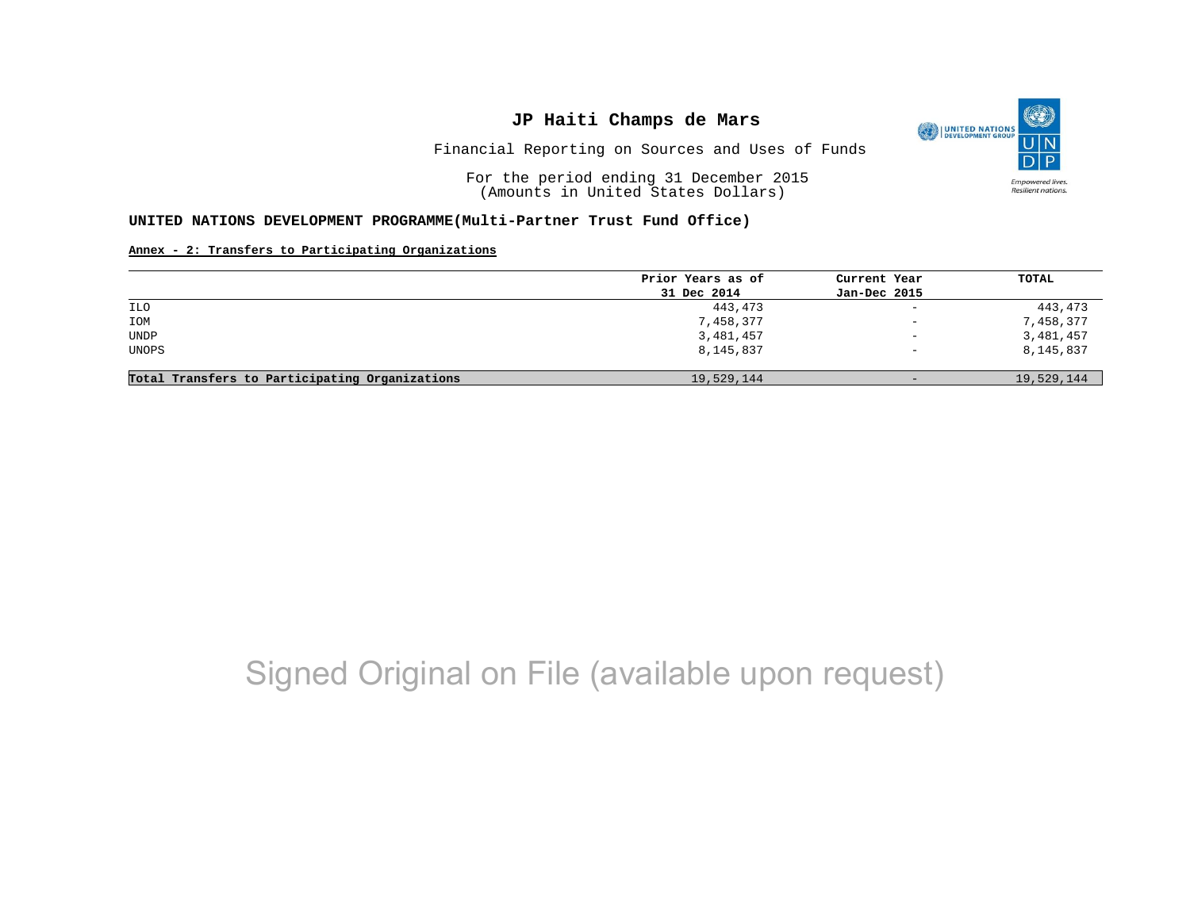# JP Haiti Champs de Mars

Financial Reporting on Sources and Uses of Funds

For the period ending 31 December 2015
(Amounts in United States Dollars)

**UNITED NATIONS DEVELOPMENT PROGRAMME(Multi-Partner Trust Fund Office)**

**Annex - 2: Transfers to Participating Organizations**

| | Prior Years as of 31 Dec 2014 | Current Year Jan-Dec 2015 | TOTAL |
|---|---|---|---|
| ILO | 443,473 | - | 443,473 |
| IOM | 7,458,377 | - | 7,458,377 |
| UNDP | 3,481,457 | - | 3,481,457 |
| UNOPS | 8,145,837 | - | 8,145,837 |
| **Total Transfers to Participating Organizations** | 19,529,144 | - | 19,529,144 |

Signed Original on File (available upon request)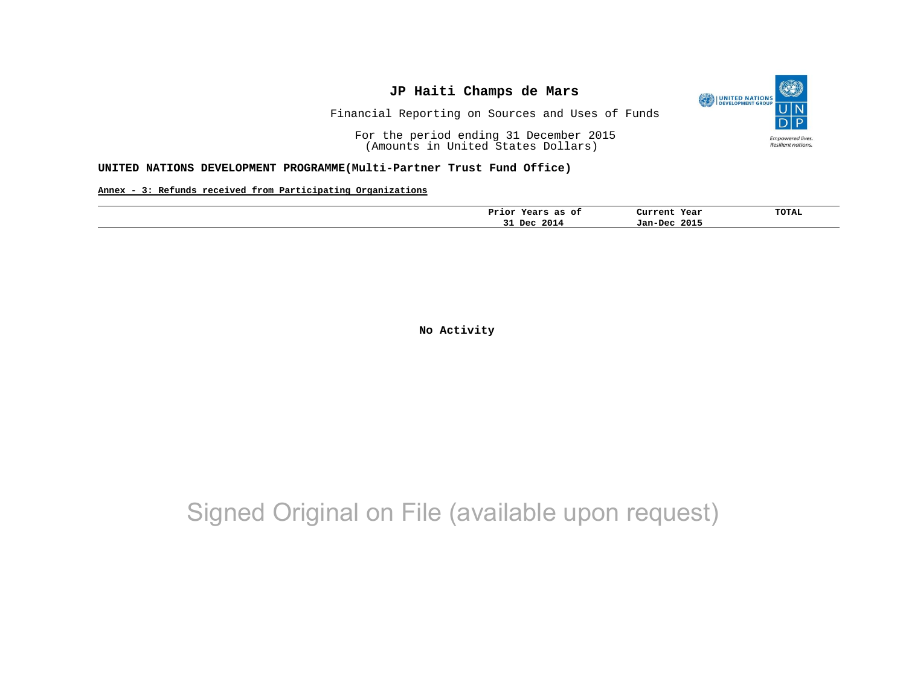# JP Haiti Champs de Mars

Financial Reporting on Sources and Uses of Funds

For the period ending 31 December 2015
(Amounts in United States Dollars)

**UNITED NATIONS DEVELOPMENT PROGRAMME(Multi-Partner Trust Fund Office)**

**Annex - 3: Refunds received from Participating Organizations**

| | Prior Years as of 31 Dec 2014 | Current Year Jan-Dec 2015 | TOTAL |
|---|---|---|---|

**No Activity**

Signed Original on File (available upon request)